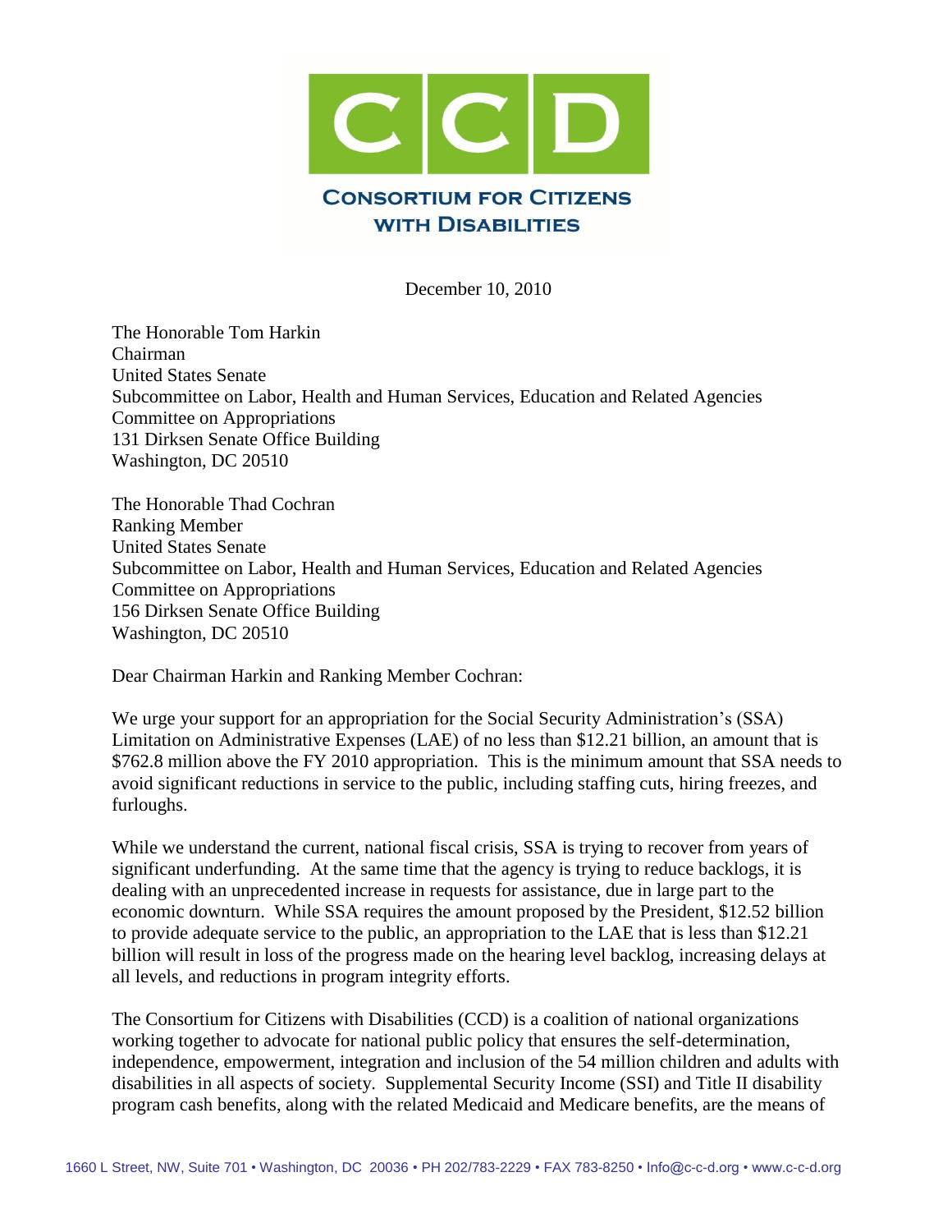**CCD**

**CONSORTIUM FOR CITIZENS WITH DISABILITIES**

December 10, 2010

The Honorable Tom Harkin
Chairman
United States Senate
Subcommittee on Labor, Health and Human Services, Education and Related Agencies
Committee on Appropriations
131 Dirksen Senate Office Building
Washington, DC 20510

The Honorable Thad Cochran
Ranking Member
United States Senate
Subcommittee on Labor, Health and Human Services, Education and Related Agencies
Committee on Appropriations
156 Dirksen Senate Office Building
Washington, DC 20510

Dear Chairman Harkin and Ranking Member Cochran:

We urge your support for an appropriation for the Social Security Administration's (SSA) Limitation on Administrative Expenses (LAE) of no less than $12.21 billion, an amount that is $762.8 million above the FY 2010 appropriation. This is the minimum amount that SSA needs to avoid significant reductions in service to the public, including staffing cuts, hiring freezes, and furloughs.

While we understand the current, national fiscal crisis, SSA is trying to recover from years of significant underfunding. At the same time that the agency is trying to reduce backlogs, it is dealing with an unprecedented increase in requests for assistance, due in large part to the economic downturn. While SSA requires the amount proposed by the President, $12.52 billion to provide adequate service to the public, an appropriation to the LAE that is less than $12.21 billion will result in loss of the progress made on the hearing level backlog, increasing delays at all levels, and reductions in program integrity efforts.

The Consortium for Citizens with Disabilities (CCD) is a coalition of national organizations working together to advocate for national public policy that ensures the self-determination, independence, empowerment, integration and inclusion of the 54 million children and adults with disabilities in all aspects of society. Supplemental Security Income (SSI) and Title II disability program cash benefits, along with the related Medicaid and Medicare benefits, are the means of

1660 L Street, NW, Suite 701 • Washington, DC 20036 • PH 202/783-2229 • FAX 783-8250 • Info@c-c-d.org • www.c-c-d.org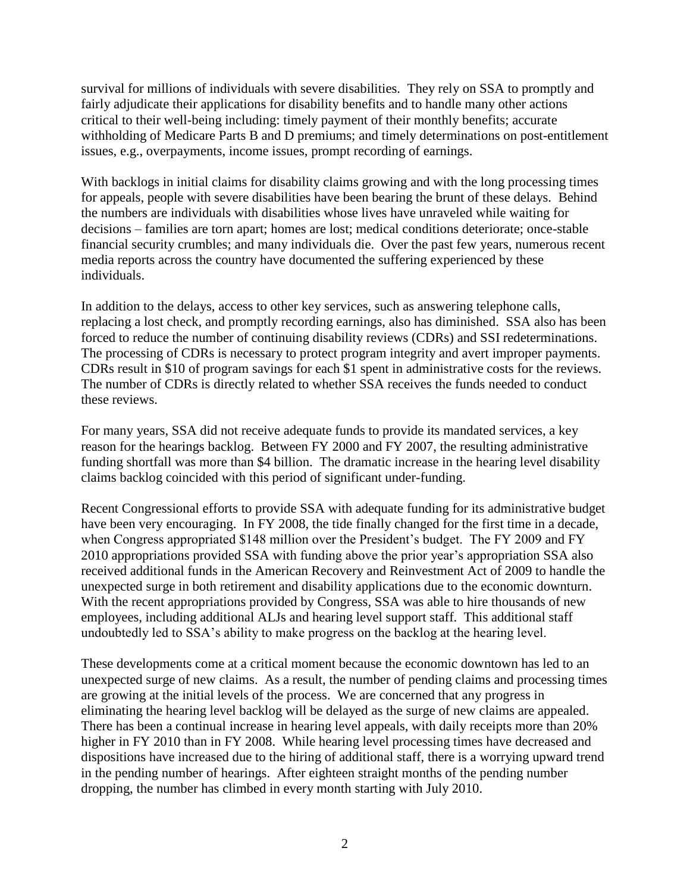survival for millions of individuals with severe disabilities. They rely on SSA to promptly and fairly adjudicate their applications for disability benefits and to handle many other actions critical to their well-being including: timely payment of their monthly benefits; accurate withholding of Medicare Parts B and D premiums; and timely determinations on post-entitlement issues, e.g., overpayments, income issues, prompt recording of earnings.

With backlogs in initial claims for disability claims growing and with the long processing times for appeals, people with severe disabilities have been bearing the brunt of these delays. Behind the numbers are individuals with disabilities whose lives have unraveled while waiting for decisions – families are torn apart; homes are lost; medical conditions deteriorate; once-stable financial security crumbles; and many individuals die. Over the past few years, numerous recent media reports across the country have documented the suffering experienced by these individuals.

In addition to the delays, access to other key services, such as answering telephone calls, replacing a lost check, and promptly recording earnings, also has diminished. SSA also has been forced to reduce the number of continuing disability reviews (CDRs) and SSI redeterminations. The processing of CDRs is necessary to protect program integrity and avert improper payments. CDRs result in $10 of program savings for each $1 spent in administrative costs for the reviews. The number of CDRs is directly related to whether SSA receives the funds needed to conduct these reviews.

For many years, SSA did not receive adequate funds to provide its mandated services, a key reason for the hearings backlog. Between FY 2000 and FY 2007, the resulting administrative funding shortfall was more than $4 billion. The dramatic increase in the hearing level disability claims backlog coincided with this period of significant under-funding.

Recent Congressional efforts to provide SSA with adequate funding for its administrative budget have been very encouraging. In FY 2008, the tide finally changed for the first time in a decade, when Congress appropriated $148 million over the President's budget. The FY 2009 and FY 2010 appropriations provided SSA with funding above the prior year's appropriation SSA also received additional funds in the American Recovery and Reinvestment Act of 2009 to handle the unexpected surge in both retirement and disability applications due to the economic downturn. With the recent appropriations provided by Congress, SSA was able to hire thousands of new employees, including additional ALJs and hearing level support staff. This additional staff undoubtedly led to SSA's ability to make progress on the backlog at the hearing level.

These developments come at a critical moment because the economic downtown has led to an unexpected surge of new claims. As a result, the number of pending claims and processing times are growing at the initial levels of the process. We are concerned that any progress in eliminating the hearing level backlog will be delayed as the surge of new claims are appealed. There has been a continual increase in hearing level appeals, with daily receipts more than 20% higher in FY 2010 than in FY 2008. While hearing level processing times have decreased and dispositions have increased due to the hiring of additional staff, there is a worrying upward trend in the pending number of hearings. After eighteen straight months of the pending number dropping, the number has climbed in every month starting with July 2010.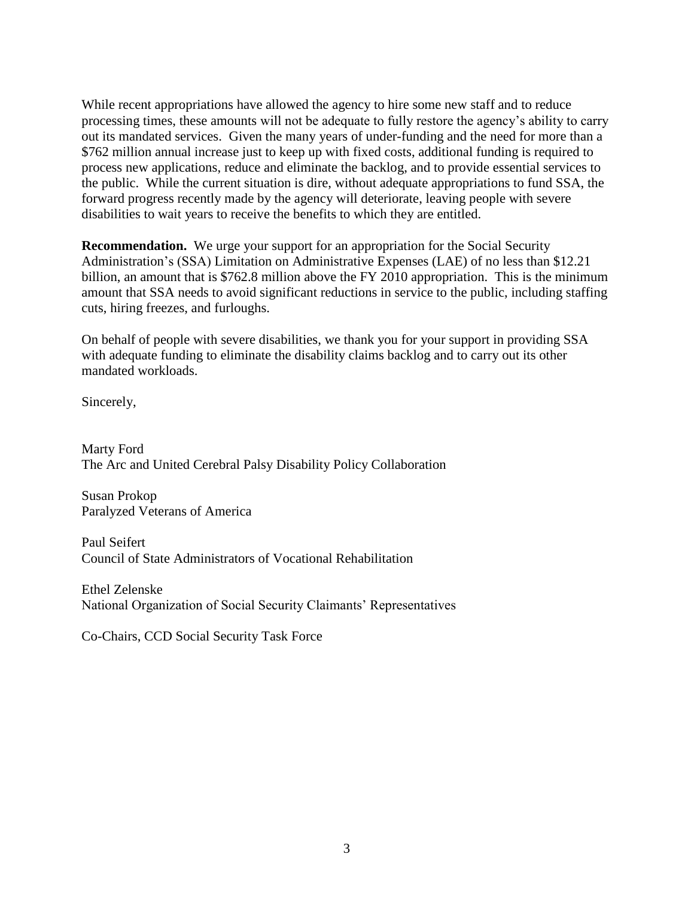While recent appropriations have allowed the agency to hire some new staff and to reduce processing times, these amounts will not be adequate to fully restore the agency's ability to carry out its mandated services. Given the many years of under-funding and the need for more than a $762 million annual increase just to keep up with fixed costs, additional funding is required to process new applications, reduce and eliminate the backlog, and to provide essential services to the public. While the current situation is dire, without adequate appropriations to fund SSA, the forward progress recently made by the agency will deteriorate, leaving people with severe disabilities to wait years to receive the benefits to which they are entitled.

**Recommendation.** We urge your support for an appropriation for the Social Security Administration's (SSA) Limitation on Administrative Expenses (LAE) of no less than $12.21 billion, an amount that is $762.8 million above the FY 2010 appropriation. This is the minimum amount that SSA needs to avoid significant reductions in service to the public, including staffing cuts, hiring freezes, and furloughs.

On behalf of people with severe disabilities, we thank you for your support in providing SSA with adequate funding to eliminate the disability claims backlog and to carry out its other mandated workloads.

Sincerely,

Marty Ford
The Arc and United Cerebral Palsy Disability Policy Collaboration

Susan Prokop
Paralyzed Veterans of America

Paul Seifert
Council of State Administrators of Vocational Rehabilitation

Ethel Zelenske
National Organization of Social Security Claimants' Representatives

Co-Chairs, CCD Social Security Task Force